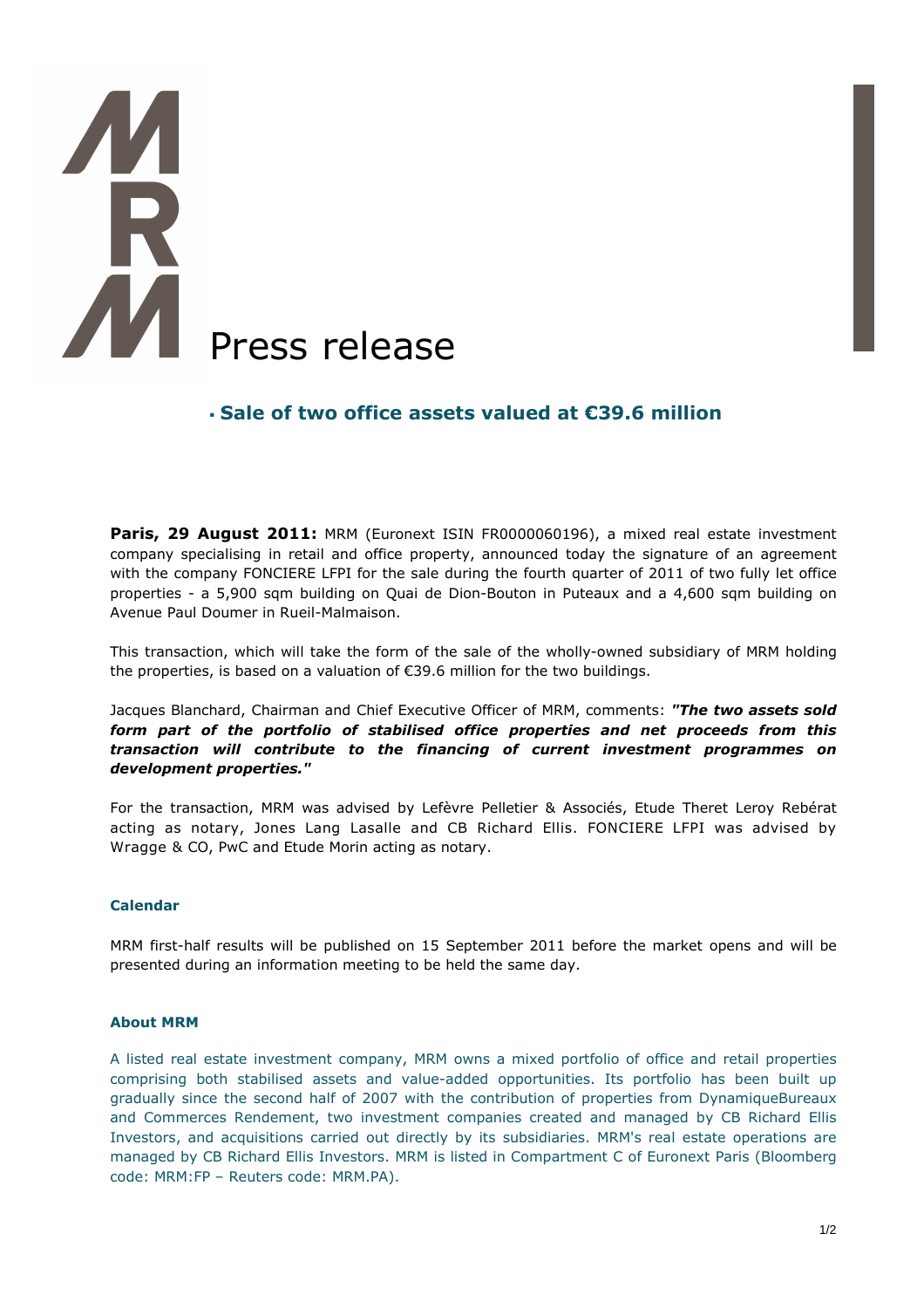# Press release

## Sale of two office assets valued at €39.6 million

**Paris, 29 August 2011:** MRM (Euronext ISIN FR0000060196), a mixed real estate investment company specialising in retail and office property, announced today the signature of an agreement with the company FONCIERE LFPI for the sale during the fourth quarter of 2011 of two fully let office properties - a 5,900 sqm building on Quai de Dion-Bouton in Puteaux and a 4,600 sqm building on Avenue Paul Doumer in Rueil-Malmaison.

This transaction, which will take the form of the sale of the wholly-owned subsidiary of MRM holding the properties, is based on a valuation of €39.6 million for the two buildings.

Jacques Blanchard, Chairman and Chief Executive Officer of MRM, comments: ***"The two assets sold form part of the portfolio of stabilised office properties and net proceeds from this transaction will contribute to the financing of current investment programmes on development properties."***

For the transaction, MRM was advised by Lefèvre Pelletier & Associés, Etude Theret Leroy Rebérat acting as notary, Jones Lang Lasalle and CB Richard Ellis. FONCIERE LFPI was advised by Wragge & CO, PwC and Etude Morin acting as notary.

### Calendar

MRM first-half results will be published on 15 September 2011 before the market opens and will be presented during an information meeting to be held the same day.

### About MRM

A listed real estate investment company, MRM owns a mixed portfolio of office and retail properties comprising both stabilised assets and value-added opportunities. Its portfolio has been built up gradually since the second half of 2007 with the contribution of properties from DynamiqueBureaux and Commerces Rendement, two investment companies created and managed by CB Richard Ellis Investors, and acquisitions carried out directly by its subsidiaries. MRM's real estate operations are managed by CB Richard Ellis Investors. MRM is listed in Compartment C of Euronext Paris (Bloomberg code: MRM:FP – Reuters code: MRM.PA).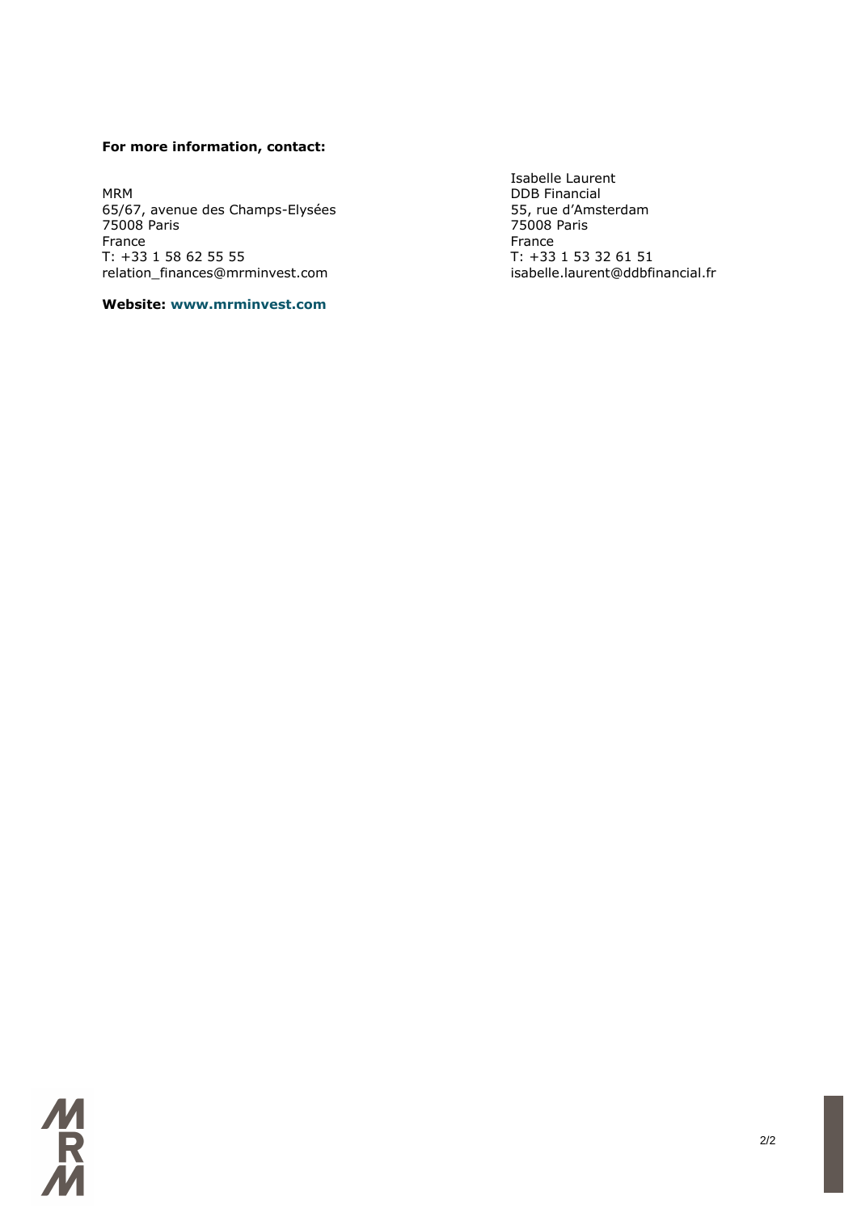**For more information, contact:**

MRM
65/67, avenue des Champs-Elysées
75008 Paris
France
T: +33 1 58 62 55 55
relation_finances@mrminvest.com

Isabelle Laurent
DDB Financial
55, rue d'Amsterdam
75008 Paris
France
T: +33 1 53 32 61 51
isabelle.laurent@ddbfinancial.fr

**Website: www.mrminvest.com**